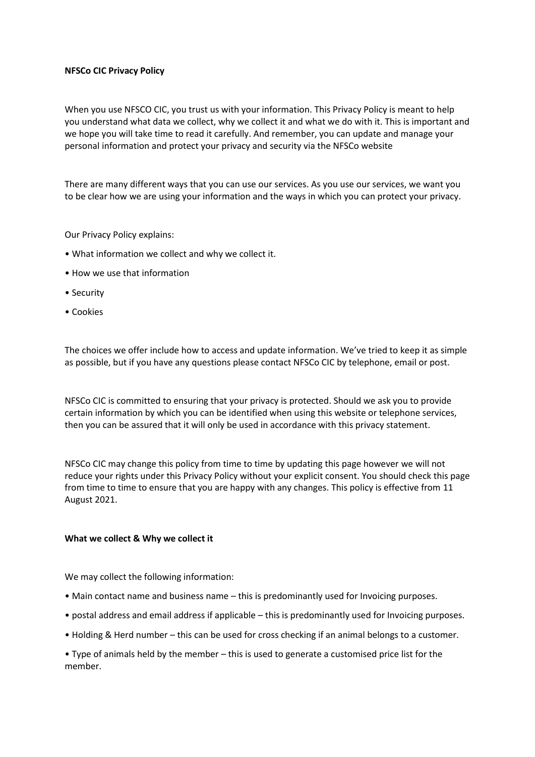**NFSCo CIC Privacy Policy**

When you use NFSCO CIC, you trust us with your information. This Privacy Policy is meant to help you understand what data we collect, why we collect it and what we do with it. This is important and we hope you will take time to read it carefully. And remember, you can update and manage your personal information and protect your privacy and security via the NFSCo website

There are many different ways that you can use our services. As you use our services, we want you to be clear how we are using your information and the ways in which you can protect your privacy.

Our Privacy Policy explains:

- What information we collect and why we collect it.
- How we use that information
- Security
- Cookies

The choices we offer include how to access and update information. We've tried to keep it as simple as possible, but if you have any questions please contact NFSCo CIC by telephone, email or post.

NFSCo CIC is committed to ensuring that your privacy is protected. Should we ask you to provide certain information by which you can be identified when using this website or telephone services, then you can be assured that it will only be used in accordance with this privacy statement.

NFSCo CIC may change this policy from time to time by updating this page however we will not reduce your rights under this Privacy Policy without your explicit consent. You should check this page from time to time to ensure that you are happy with any changes. This policy is effective from 11 August 2021.

**What we collect & Why we collect it**

We may collect the following information:

- Main contact name and business name – this is predominantly used for Invoicing purposes.
- postal address and email address if applicable – this is predominantly used for Invoicing purposes.
- Holding & Herd number – this can be used for cross checking if an animal belongs to a customer.
- Type of animals held by the member – this is used to generate a customised price list for the member.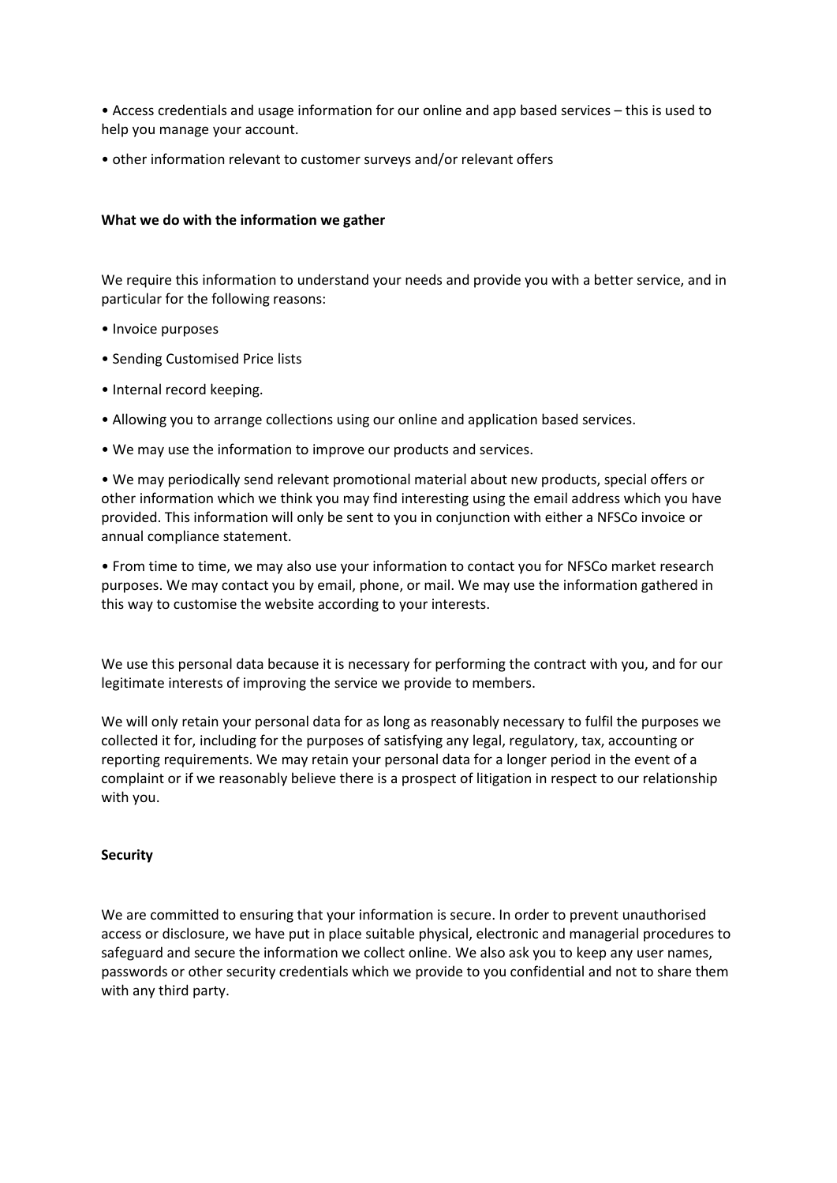- Access credentials and usage information for our online and app based services – this is used to help you manage your account.
- other information relevant to customer surveys and/or relevant offers

**What we do with the information we gather**

We require this information to understand your needs and provide you with a better service, and in particular for the following reasons:

- Invoice purposes
- Sending Customised Price lists
- Internal record keeping.
- Allowing you to arrange collections using our online and application based services.
- We may use the information to improve our products and services.
- We may periodically send relevant promotional material about new products, special offers or other information which we think you may find interesting using the email address which you have provided. This information will only be sent to you in conjunction with either a NFSCo invoice or annual compliance statement.
- From time to time, we may also use your information to contact you for NFSCo market research purposes. We may contact you by email, phone, or mail. We may use the information gathered in this way to customise the website according to your interests.

We use this personal data because it is necessary for performing the contract with you, and for our legitimate interests of improving the service we provide to members.

We will only retain your personal data for as long as reasonably necessary to fulfil the purposes we collected it for, including for the purposes of satisfying any legal, regulatory, tax, accounting or reporting requirements. We may retain your personal data for a longer period in the event of a complaint or if we reasonably believe there is a prospect of litigation in respect to our relationship with you.

**Security**

We are committed to ensuring that your information is secure. In order to prevent unauthorised access or disclosure, we have put in place suitable physical, electronic and managerial procedures to safeguard and secure the information we collect online. We also ask you to keep any user names, passwords or other security credentials which we provide to you confidential and not to share them with any third party.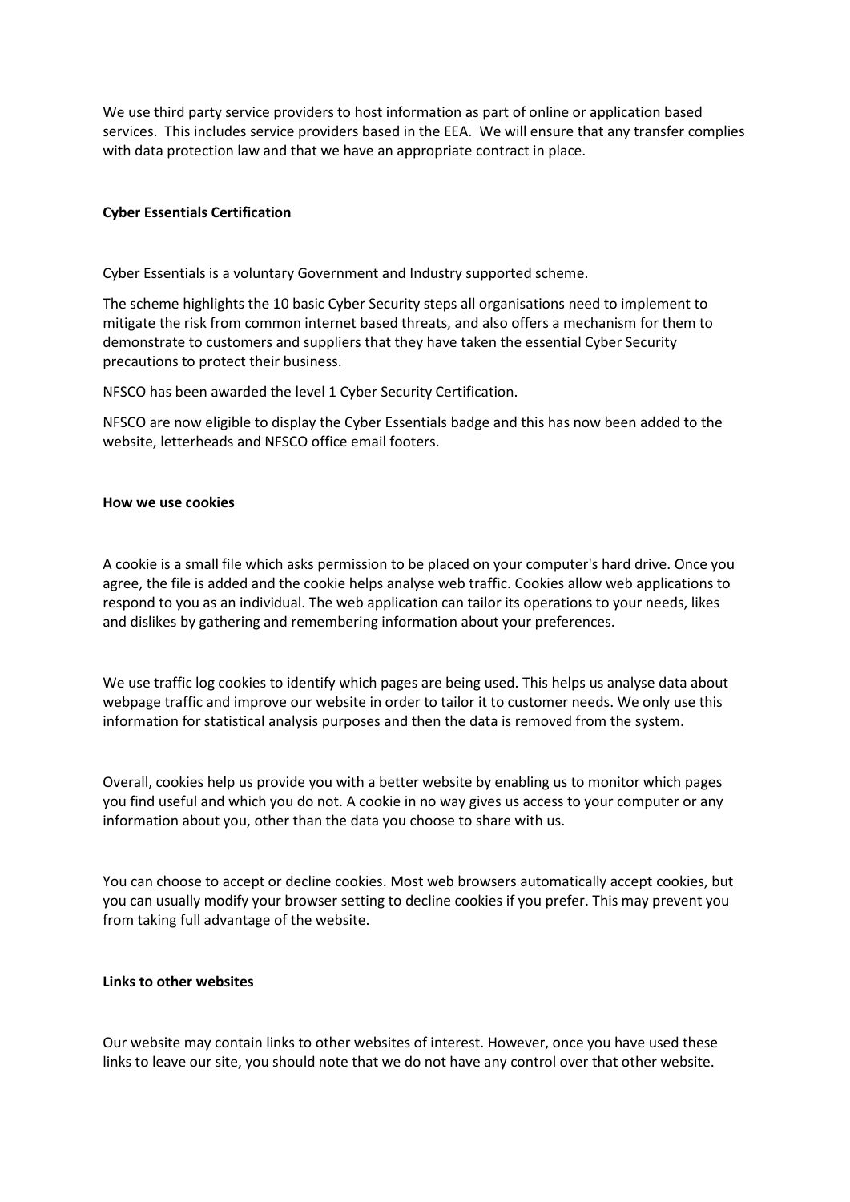We use third party service providers to host information as part of online or application based services. This includes service providers based in the EEA. We will ensure that any transfer complies with data protection law and that we have an appropriate contract in place.

**Cyber Essentials Certification**

Cyber Essentials is a voluntary Government and Industry supported scheme.

The scheme highlights the 10 basic Cyber Security steps all organisations need to implement to mitigate the risk from common internet based threats, and also offers a mechanism for them to demonstrate to customers and suppliers that they have taken the essential Cyber Security precautions to protect their business.

NFSCO has been awarded the level 1 Cyber Security Certification.

NFSCO are now eligible to display the Cyber Essentials badge and this has now been added to the website, letterheads and NFSCO office email footers.

**How we use cookies**

A cookie is a small file which asks permission to be placed on your computer's hard drive. Once you agree, the file is added and the cookie helps analyse web traffic. Cookies allow web applications to respond to you as an individual. The web application can tailor its operations to your needs, likes and dislikes by gathering and remembering information about your preferences.

We use traffic log cookies to identify which pages are being used. This helps us analyse data about webpage traffic and improve our website in order to tailor it to customer needs. We only use this information for statistical analysis purposes and then the data is removed from the system.

Overall, cookies help us provide you with a better website by enabling us to monitor which pages you find useful and which you do not. A cookie in no way gives us access to your computer or any information about you, other than the data you choose to share with us.

You can choose to accept or decline cookies. Most web browsers automatically accept cookies, but you can usually modify your browser setting to decline cookies if you prefer. This may prevent you from taking full advantage of the website.

**Links to other websites**

Our website may contain links to other websites of interest. However, once you have used these links to leave our site, you should note that we do not have any control over that other website.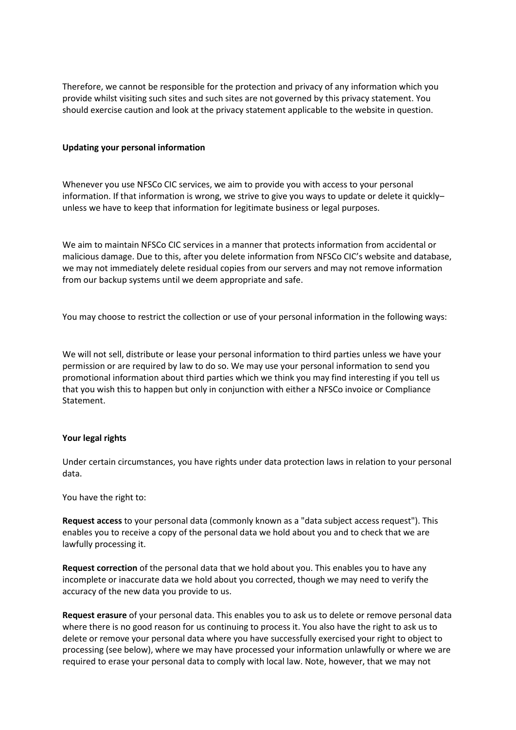Therefore, we cannot be responsible for the protection and privacy of any information which you provide whilst visiting such sites and such sites are not governed by this privacy statement. You should exercise caution and look at the privacy statement applicable to the website in question.

**Updating your personal information**

Whenever you use NFSCo CIC services, we aim to provide you with access to your personal information. If that information is wrong, we strive to give you ways to update or delete it quickly– unless we have to keep that information for legitimate business or legal purposes.

We aim to maintain NFSCo CIC services in a manner that protects information from accidental or malicious damage. Due to this, after you delete information from NFSCo CIC's website and database, we may not immediately delete residual copies from our servers and may not remove information from our backup systems until we deem appropriate and safe.

You may choose to restrict the collection or use of your personal information in the following ways:

We will not sell, distribute or lease your personal information to third parties unless we have your permission or are required by law to do so. We may use your personal information to send you promotional information about third parties which we think you may find interesting if you tell us that you wish this to happen but only in conjunction with either a NFSCo invoice or Compliance Statement.

**Your legal rights**

Under certain circumstances, you have rights under data protection laws in relation to your personal data.

You have the right to:

**Request access** to your personal data (commonly known as a "data subject access request"). This enables you to receive a copy of the personal data we hold about you and to check that we are lawfully processing it.

**Request correction** of the personal data that we hold about you. This enables you to have any incomplete or inaccurate data we hold about you corrected, though we may need to verify the accuracy of the new data you provide to us.

**Request erasure** of your personal data. This enables you to ask us to delete or remove personal data where there is no good reason for us continuing to process it. You also have the right to ask us to delete or remove your personal data where you have successfully exercised your right to object to processing (see below), where we may have processed your information unlawfully or where we are required to erase your personal data to comply with local law. Note, however, that we may not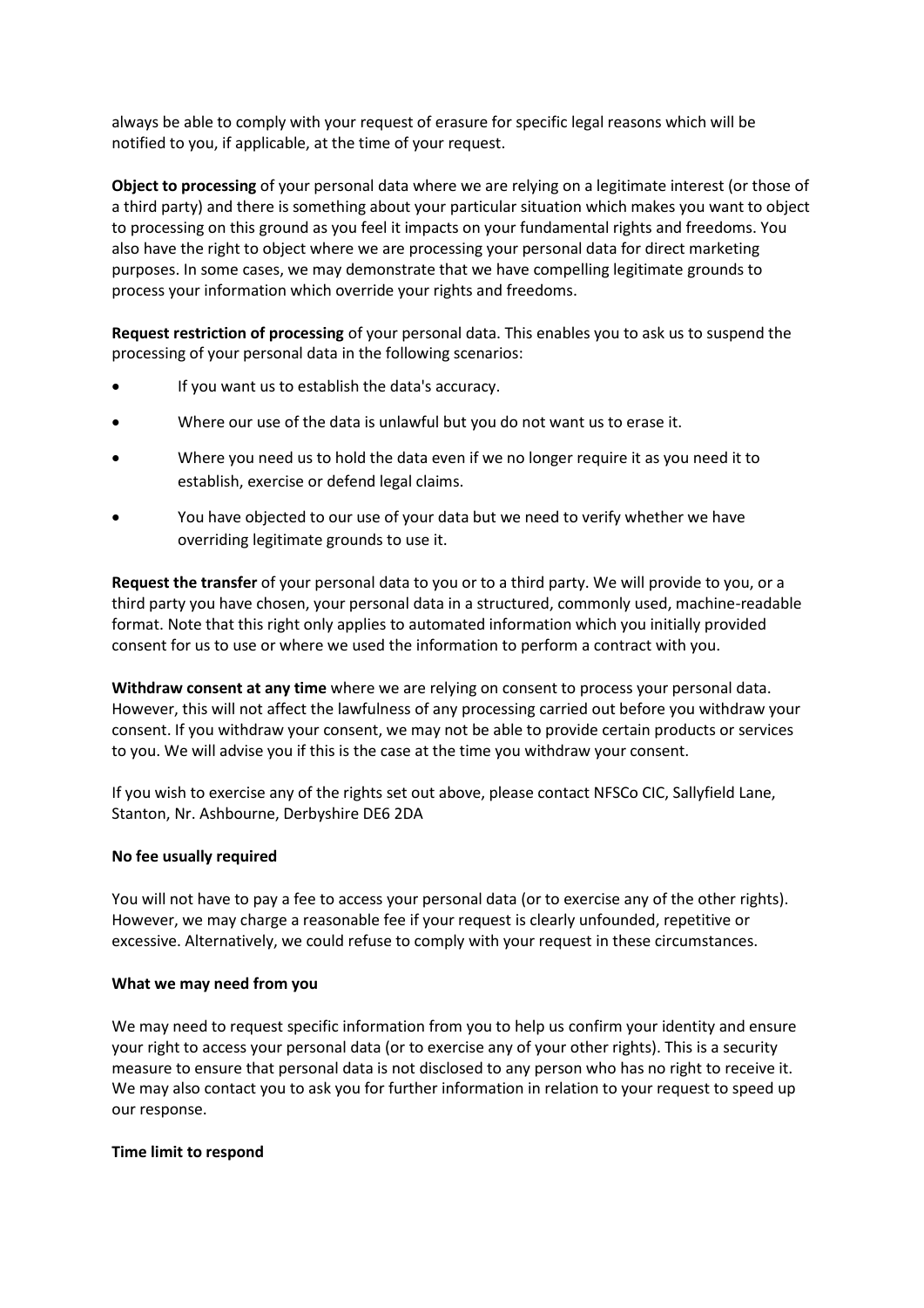always be able to comply with your request of erasure for specific legal reasons which will be notified to you, if applicable, at the time of your request.

**Object to processing** of your personal data where we are relying on a legitimate interest (or those of a third party) and there is something about your particular situation which makes you want to object to processing on this ground as you feel it impacts on your fundamental rights and freedoms. You also have the right to object where we are processing your personal data for direct marketing purposes. In some cases, we may demonstrate that we have compelling legitimate grounds to process your information which override your rights and freedoms.

**Request restriction of processing** of your personal data. This enables you to ask us to suspend the processing of your personal data in the following scenarios:

- If you want us to establish the data's accuracy.
- Where our use of the data is unlawful but you do not want us to erase it.
- Where you need us to hold the data even if we no longer require it as you need it to establish, exercise or defend legal claims.
- You have objected to our use of your data but we need to verify whether we have overriding legitimate grounds to use it.

**Request the transfer** of your personal data to you or to a third party. We will provide to you, or a third party you have chosen, your personal data in a structured, commonly used, machine-readable format. Note that this right only applies to automated information which you initially provided consent for us to use or where we used the information to perform a contract with you.

**Withdraw consent at any time** where we are relying on consent to process your personal data. However, this will not affect the lawfulness of any processing carried out before you withdraw your consent. If you withdraw your consent, we may not be able to provide certain products or services to you. We will advise you if this is the case at the time you withdraw your consent.

If you wish to exercise any of the rights set out above, please contact NFSCo CIC, Sallyfield Lane, Stanton, Nr. Ashbourne, Derbyshire DE6 2DA

**No fee usually required**

You will not have to pay a fee to access your personal data (or to exercise any of the other rights). However, we may charge a reasonable fee if your request is clearly unfounded, repetitive or excessive. Alternatively, we could refuse to comply with your request in these circumstances.

**What we may need from you**

We may need to request specific information from you to help us confirm your identity and ensure your right to access your personal data (or to exercise any of your other rights). This is a security measure to ensure that personal data is not disclosed to any person who has no right to receive it. We may also contact you to ask you for further information in relation to your request to speed up our response.

**Time limit to respond**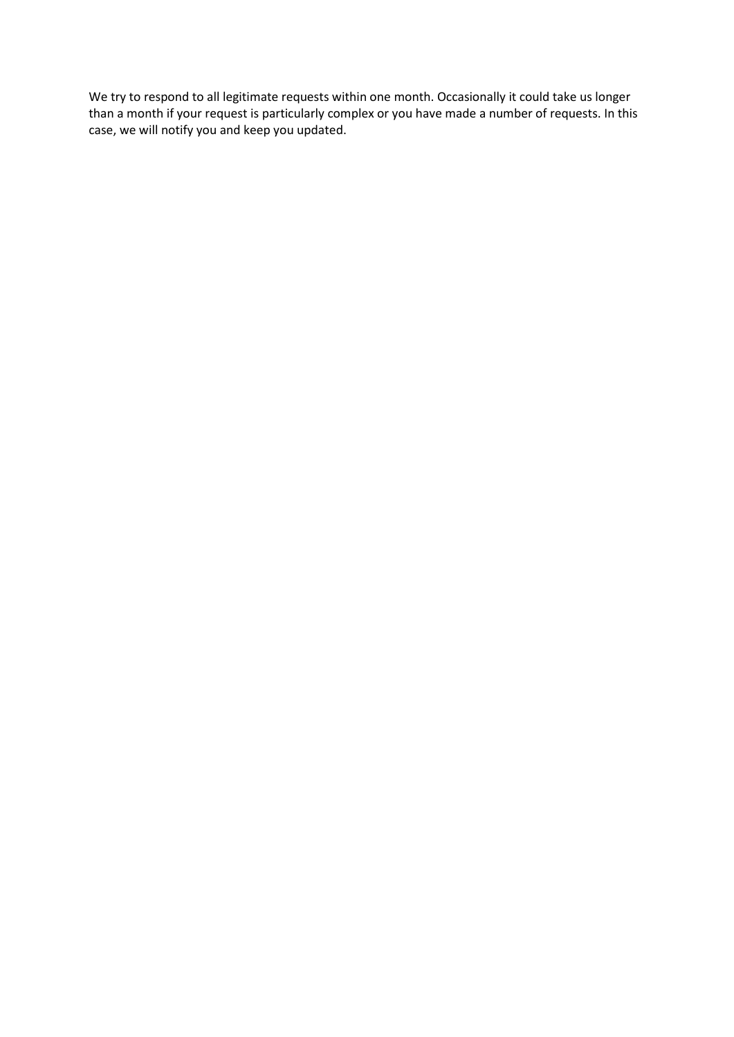We try to respond to all legitimate requests within one month. Occasionally it could take us longer than a month if your request is particularly complex or you have made a number of requests. In this case, we will notify you and keep you updated.